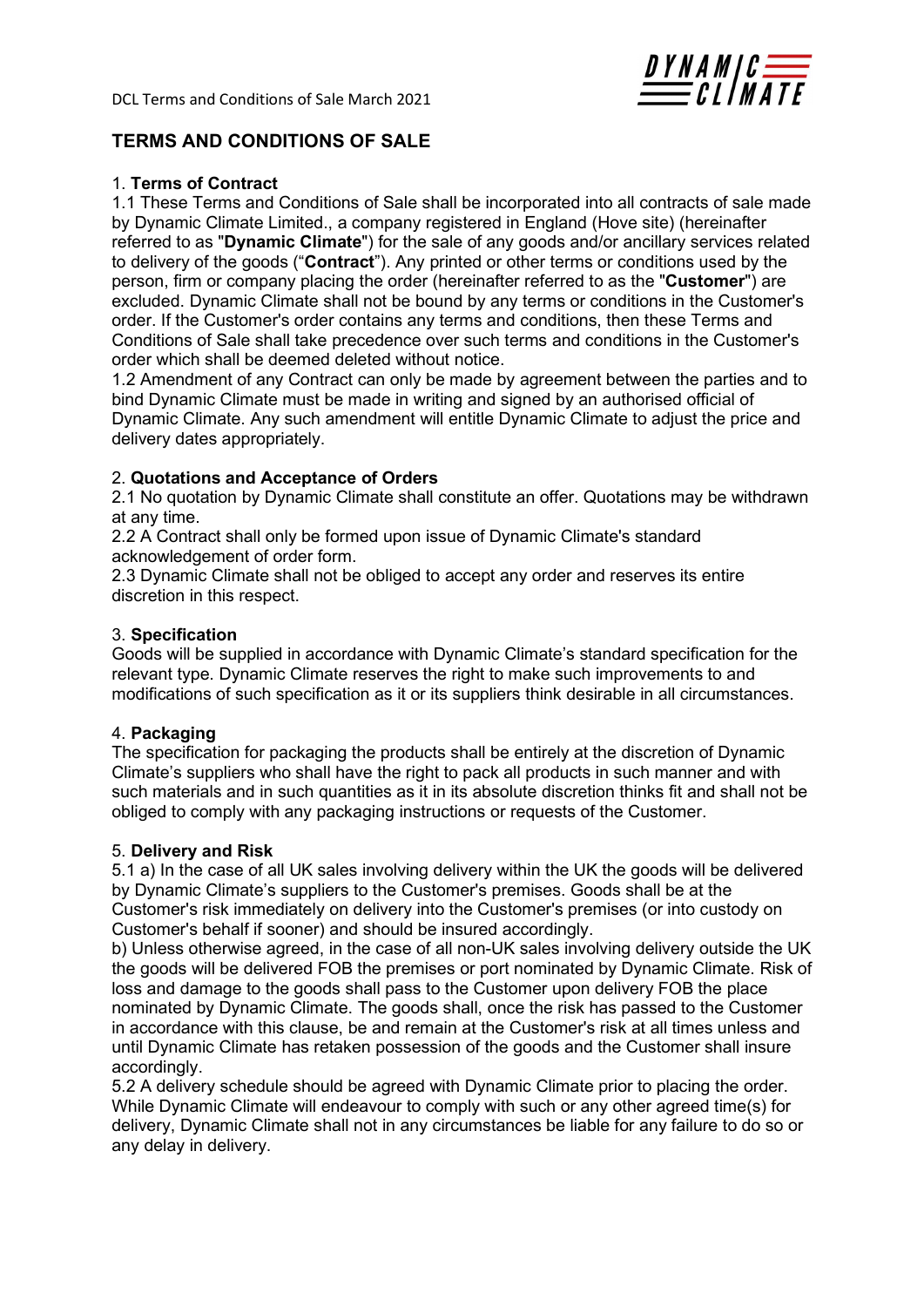# TERMS AND CONDITIONS OF SALE

1. **Terms of Contract**

1.1 These Terms and Conditions of Sale shall be incorporated into all contracts of sale made by Dynamic Climate Limited., a company registered in England (Hove site) (hereinafter referred to as "**Dynamic Climate**") for the sale of any goods and/or ancillary services related to delivery of the goods ("**Contract**"). Any printed or other terms or conditions used by the person, firm or company placing the order (hereinafter referred to as the "**Customer**") are excluded. Dynamic Climate shall not be bound by any terms or conditions in the Customer's order. If the Customer's order contains any terms and conditions, then these Terms and Conditions of Sale shall take precedence over such terms and conditions in the Customer's order which shall be deemed deleted without notice.

1.2 Amendment of any Contract can only be made by agreement between the parties and to bind Dynamic Climate must be made in writing and signed by an authorised official of Dynamic Climate. Any such amendment will entitle Dynamic Climate to adjust the price and delivery dates appropriately.

2. **Quotations and Acceptance of Orders**

2.1 No quotation by Dynamic Climate shall constitute an offer. Quotations may be withdrawn at any time.

2.2 A Contract shall only be formed upon issue of Dynamic Climate's standard acknowledgement of order form.

2.3 Dynamic Climate shall not be obliged to accept any order and reserves its entire discretion in this respect.

3. **Specification**

Goods will be supplied in accordance with Dynamic Climate's standard specification for the relevant type. Dynamic Climate reserves the right to make such improvements to and modifications of such specification as it or its suppliers think desirable in all circumstances.

4. **Packaging**

The specification for packaging the products shall be entirely at the discretion of Dynamic Climate's suppliers who shall have the right to pack all products in such manner and with such materials and in such quantities as it in its absolute discretion thinks fit and shall not be obliged to comply with any packaging instructions or requests of the Customer.

5. **Delivery and Risk**

5.1 a) In the case of all UK sales involving delivery within the UK the goods will be delivered by Dynamic Climate's suppliers to the Customer's premises. Goods shall be at the Customer's risk immediately on delivery into the Customer's premises (or into custody on Customer's behalf if sooner) and should be insured accordingly.

b) Unless otherwise agreed, in the case of all non-UK sales involving delivery outside the UK the goods will be delivered FOB the premises or port nominated by Dynamic Climate. Risk of loss and damage to the goods shall pass to the Customer upon delivery FOB the place nominated by Dynamic Climate. The goods shall, once the risk has passed to the Customer in accordance with this clause, be and remain at the Customer's risk at all times unless and until Dynamic Climate has retaken possession of the goods and the Customer shall insure accordingly.

5.2 A delivery schedule should be agreed with Dynamic Climate prior to placing the order. While Dynamic Climate will endeavour to comply with such or any other agreed time(s) for delivery, Dynamic Climate shall not in any circumstances be liable for any failure to do so or any delay in delivery.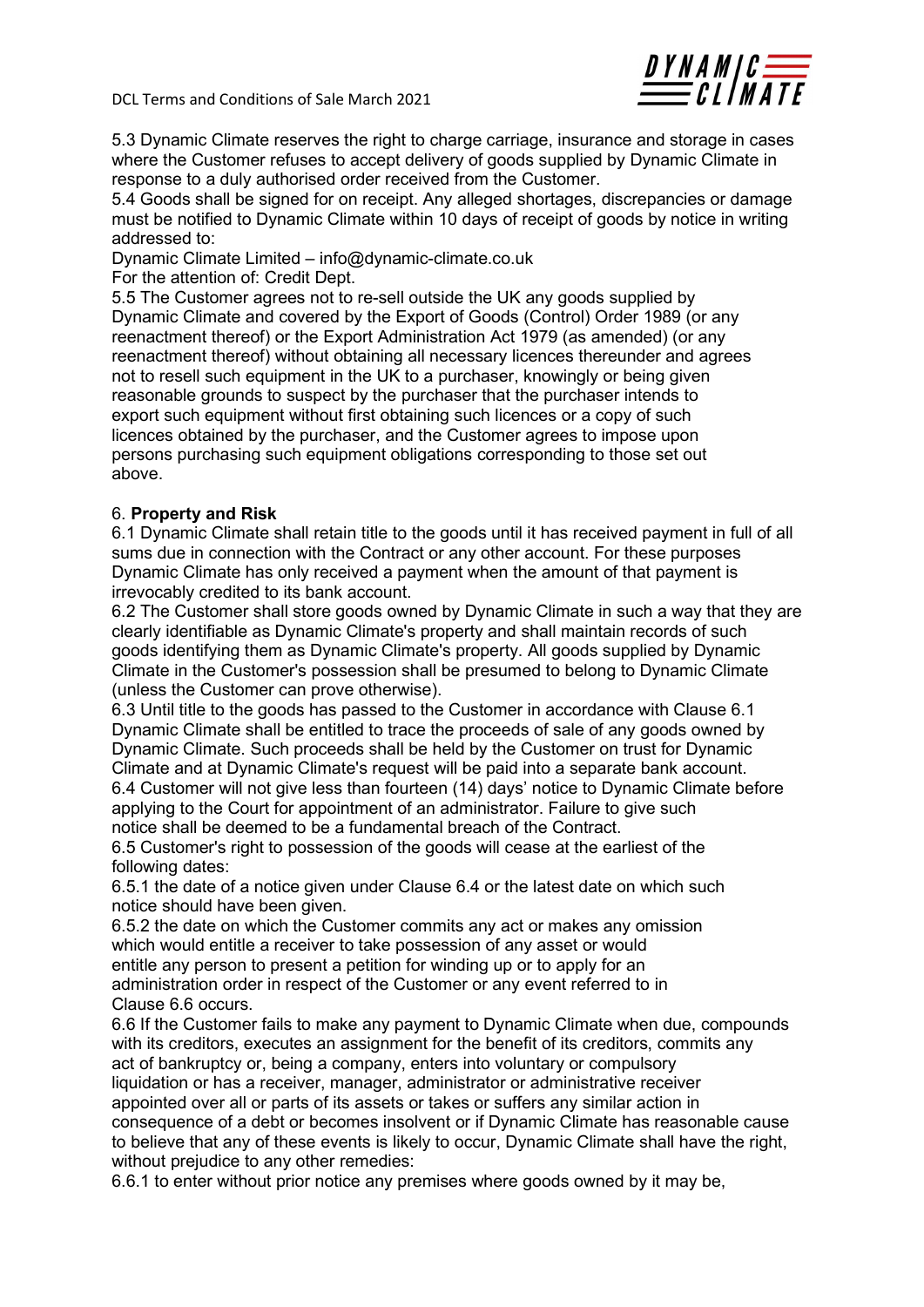5.3 Dynamic Climate reserves the right to charge carriage, insurance and storage in cases where the Customer refuses to accept delivery of goods supplied by Dynamic Climate in response to a duly authorised order received from the Customer.

5.4 Goods shall be signed for on receipt. Any alleged shortages, discrepancies or damage must be notified to Dynamic Climate within 10 days of receipt of goods by notice in writing addressed to:

Dynamic Climate Limited – info@dynamic-climate.co.uk

For the attention of: Credit Dept.

5.5 The Customer agrees not to re-sell outside the UK any goods supplied by Dynamic Climate and covered by the Export of Goods (Control) Order 1989 (or any reenactment thereof) or the Export Administration Act 1979 (as amended) (or any reenactment thereof) without obtaining all necessary licences thereunder and agrees not to resell such equipment in the UK to a purchaser, knowingly or being given reasonable grounds to suspect by the purchaser that the purchaser intends to export such equipment without first obtaining such licences or a copy of such licences obtained by the purchaser, and the Customer agrees to impose upon persons purchasing such equipment obligations corresponding to those set out above.

## 6. **Property and Risk**

6.1 Dynamic Climate shall retain title to the goods until it has received payment in full of all sums due in connection with the Contract or any other account. For these purposes Dynamic Climate has only received a payment when the amount of that payment is irrevocably credited to its bank account.

6.2 The Customer shall store goods owned by Dynamic Climate in such a way that they are clearly identifiable as Dynamic Climate's property and shall maintain records of such goods identifying them as Dynamic Climate's property. All goods supplied by Dynamic Climate in the Customer's possession shall be presumed to belong to Dynamic Climate (unless the Customer can prove otherwise).

6.3 Until title to the goods has passed to the Customer in accordance with Clause 6.1 Dynamic Climate shall be entitled to trace the proceeds of sale of any goods owned by Dynamic Climate. Such proceeds shall be held by the Customer on trust for Dynamic Climate and at Dynamic Climate's request will be paid into a separate bank account.

6.4 Customer will not give less than fourteen (14) days' notice to Dynamic Climate before applying to the Court for appointment of an administrator. Failure to give such notice shall be deemed to be a fundamental breach of the Contract.

6.5 Customer's right to possession of the goods will cease at the earliest of the following dates:

6.5.1 the date of a notice given under Clause 6.4 or the latest date on which such notice should have been given.

6.5.2 the date on which the Customer commits any act or makes any omission which would entitle a receiver to take possession of any asset or would entitle any person to present a petition for winding up or to apply for an administration order in respect of the Customer or any event referred to in Clause 6.6 occurs.

6.6 If the Customer fails to make any payment to Dynamic Climate when due, compounds with its creditors, executes an assignment for the benefit of its creditors, commits any act of bankruptcy or, being a company, enters into voluntary or compulsory liquidation or has a receiver, manager, administrator or administrative receiver appointed over all or parts of its assets or takes or suffers any similar action in consequence of a debt or becomes insolvent or if Dynamic Climate has reasonable cause to believe that any of these events is likely to occur, Dynamic Climate shall have the right, without prejudice to any other remedies:

6.6.1 to enter without prior notice any premises where goods owned by it may be,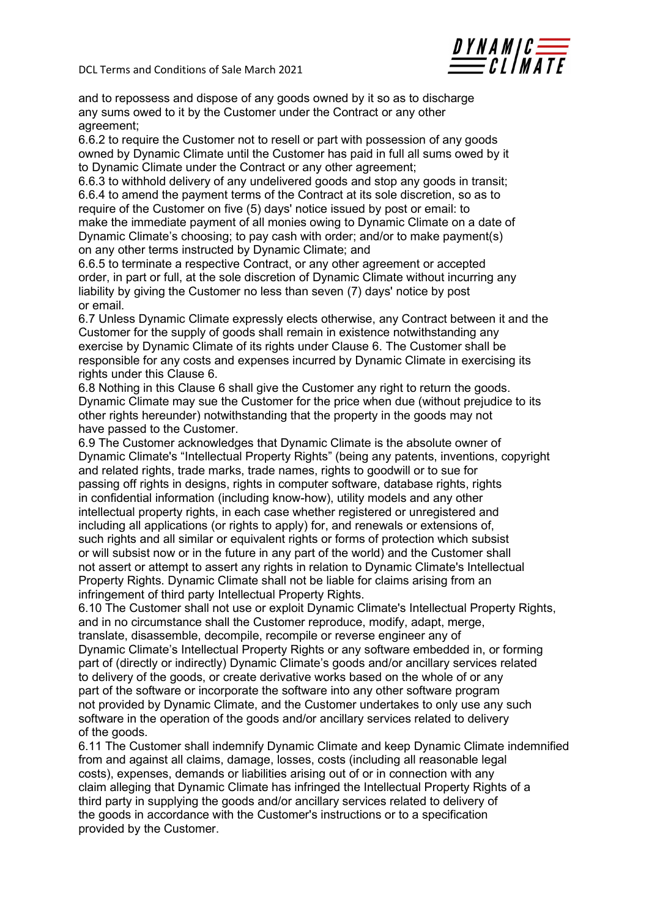and to repossess and dispose of any goods owned by it so as to discharge any sums owed to it by the Customer under the Contract or any other agreement;

6.6.2 to require the Customer not to resell or part with possession of any goods owned by Dynamic Climate until the Customer has paid in full all sums owed by it to Dynamic Climate under the Contract or any other agreement;

6.6.3 to withhold delivery of any undelivered goods and stop any goods in transit;

6.6.4 to amend the payment terms of the Contract at its sole discretion, so as to require of the Customer on five (5) days' notice issued by post or email: to make the immediate payment of all monies owing to Dynamic Climate on a date of Dynamic Climate's choosing; to pay cash with order; and/or to make payment(s) on any other terms instructed by Dynamic Climate; and

6.6.5 to terminate a respective Contract, or any other agreement or accepted order, in part or full, at the sole discretion of Dynamic Climate without incurring any liability by giving the Customer no less than seven (7) days' notice by post or email.

6.7 Unless Dynamic Climate expressly elects otherwise, any Contract between it and the Customer for the supply of goods shall remain in existence notwithstanding any exercise by Dynamic Climate of its rights under Clause 6. The Customer shall be responsible for any costs and expenses incurred by Dynamic Climate in exercising its rights under this Clause 6.

6.8 Nothing in this Clause 6 shall give the Customer any right to return the goods. Dynamic Climate may sue the Customer for the price when due (without prejudice to its other rights hereunder) notwithstanding that the property in the goods may not have passed to the Customer.

6.9 The Customer acknowledges that Dynamic Climate is the absolute owner of Dynamic Climate's "Intellectual Property Rights" (being any patents, inventions, copyright and related rights, trade marks, trade names, rights to goodwill or to sue for passing off rights in designs, rights in computer software, database rights, rights in confidential information (including know-how), utility models and any other intellectual property rights, in each case whether registered or unregistered and including all applications (or rights to apply) for, and renewals or extensions of, such rights and all similar or equivalent rights or forms of protection which subsist or will subsist now or in the future in any part of the world) and the Customer shall not assert or attempt to assert any rights in relation to Dynamic Climate's Intellectual Property Rights. Dynamic Climate shall not be liable for claims arising from an infringement of third party Intellectual Property Rights.

6.10 The Customer shall not use or exploit Dynamic Climate's Intellectual Property Rights, and in no circumstance shall the Customer reproduce, modify, adapt, merge, translate, disassemble, decompile, recompile or reverse engineer any of Dynamic Climate's Intellectual Property Rights or any software embedded in, or forming part of (directly or indirectly) Dynamic Climate's goods and/or ancillary services related to delivery of the goods, or create derivative works based on the whole of or any part of the software or incorporate the software into any other software program not provided by Dynamic Climate, and the Customer undertakes to only use any such software in the operation of the goods and/or ancillary services related to delivery of the goods.

6.11 The Customer shall indemnify Dynamic Climate and keep Dynamic Climate indemnified from and against all claims, damage, losses, costs (including all reasonable legal costs), expenses, demands or liabilities arising out of or in connection with any claim alleging that Dynamic Climate has infringed the Intellectual Property Rights of a third party in supplying the goods and/or ancillary services related to delivery of the goods in accordance with the Customer's instructions or to a specification provided by the Customer.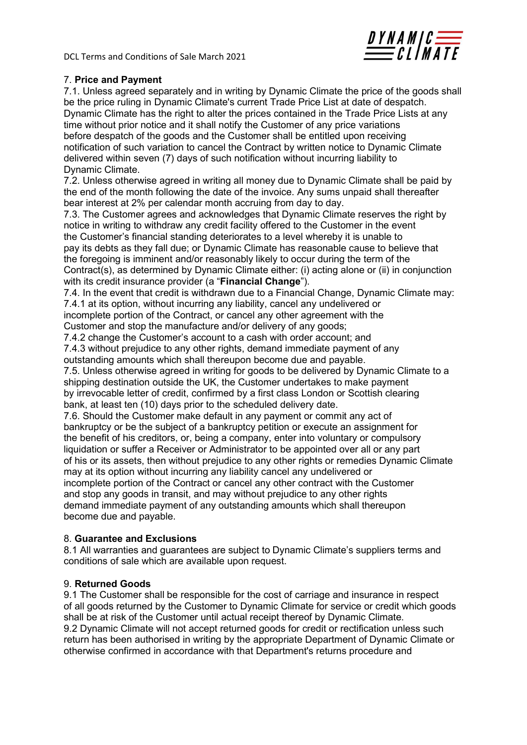## 7. **Price and Payment**

7.1. Unless agreed separately and in writing by Dynamic Climate the price of the goods shall be the price ruling in Dynamic Climate's current Trade Price List at date of despatch. Dynamic Climate has the right to alter the prices contained in the Trade Price Lists at any time without prior notice and it shall notify the Customer of any price variations before despatch of the goods and the Customer shall be entitled upon receiving notification of such variation to cancel the Contract by written notice to Dynamic Climate delivered within seven (7) days of such notification without incurring liability to Dynamic Climate.

7.2. Unless otherwise agreed in writing all money due to Dynamic Climate shall be paid by the end of the month following the date of the invoice. Any sums unpaid shall thereafter bear interest at 2% per calendar month accruing from day to day.

7.3. The Customer agrees and acknowledges that Dynamic Climate reserves the right by notice in writing to withdraw any credit facility offered to the Customer in the event the Customer's financial standing deteriorates to a level whereby it is unable to pay its debts as they fall due; or Dynamic Climate has reasonable cause to believe that the foregoing is imminent and/or reasonably likely to occur during the term of the Contract(s), as determined by Dynamic Climate either: (i) acting alone or (ii) in conjunction with its credit insurance provider (a "**Financial Change**").

7.4. In the event that credit is withdrawn due to a Financial Change, Dynamic Climate may:

7.4.1 at its option, without incurring any liability, cancel any undelivered or incomplete portion of the Contract, or cancel any other agreement with the Customer and stop the manufacture and/or delivery of any goods;

7.4.2 change the Customer's account to a cash with order account; and

7.4.3 without prejudice to any other rights, demand immediate payment of any outstanding amounts which shall thereupon become due and payable.

7.5. Unless otherwise agreed in writing for goods to be delivered by Dynamic Climate to a shipping destination outside the UK, the Customer undertakes to make payment by irrevocable letter of credit, confirmed by a first class London or Scottish clearing bank, at least ten (10) days prior to the scheduled delivery date.

7.6. Should the Customer make default in any payment or commit any act of bankruptcy or be the subject of a bankruptcy petition or execute an assignment for the benefit of his creditors, or, being a company, enter into voluntary or compulsory liquidation or suffer a Receiver or Administrator to be appointed over all or any part of his or its assets, then without prejudice to any other rights or remedies Dynamic Climate may at its option without incurring any liability cancel any undelivered or incomplete portion of the Contract or cancel any other contract with the Customer and stop any goods in transit, and may without prejudice to any other rights demand immediate payment of any outstanding amounts which shall thereupon become due and payable.

## 8. **Guarantee and Exclusions**

8.1 All warranties and guarantees are subject to Dynamic Climate's suppliers terms and conditions of sale which are available upon request.

## 9. **Returned Goods**

9.1 The Customer shall be responsible for the cost of carriage and insurance in respect of all goods returned by the Customer to Dynamic Climate for service or credit which goods shall be at risk of the Customer until actual receipt thereof by Dynamic Climate.

9.2 Dynamic Climate will not accept returned goods for credit or rectification unless such return has been authorised in writing by the appropriate Department of Dynamic Climate or otherwise confirmed in accordance with that Department's returns procedure and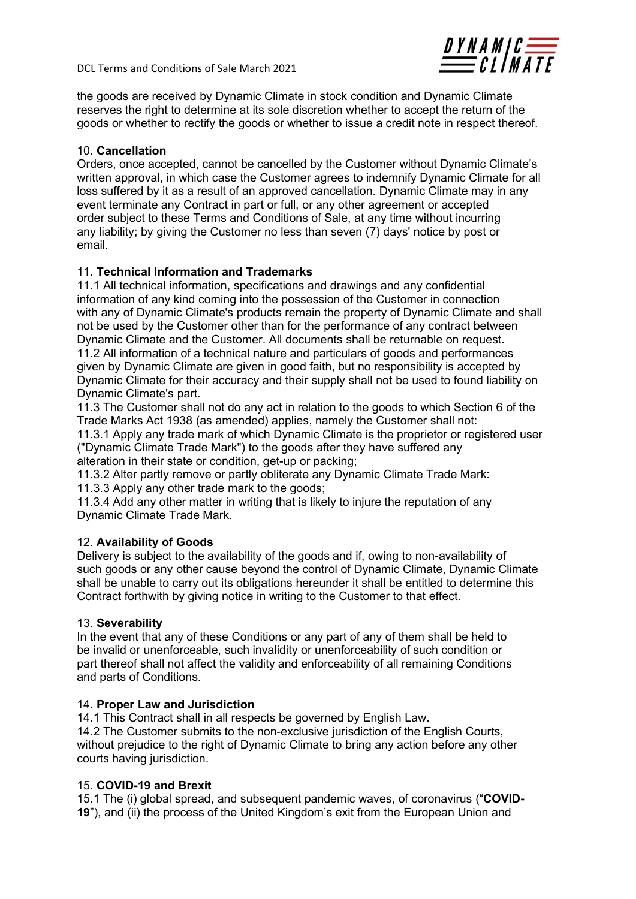the goods are received by Dynamic Climate in stock condition and Dynamic Climate reserves the right to determine at its sole discretion whether to accept the return of the goods or whether to rectify the goods or whether to issue a credit note in respect thereof.

10. **Cancellation**
Orders, once accepted, cannot be cancelled by the Customer without Dynamic Climate's written approval, in which case the Customer agrees to indemnify Dynamic Climate for all loss suffered by it as a result of an approved cancellation. Dynamic Climate may in any event terminate any Contract in part or full, or any other agreement or accepted order subject to these Terms and Conditions of Sale, at any time without incurring any liability; by giving the Customer no less than seven (7) days' notice by post or email.

11. **Technical Information and Trademarks**
11.1 All technical information, specifications and drawings and any confidential information of any kind coming into the possession of the Customer in connection with any of Dynamic Climate's products remain the property of Dynamic Climate and shall not be used by the Customer other than for the performance of any contract between Dynamic Climate and the Customer. All documents shall be returnable on request.
11.2 All information of a technical nature and particulars of goods and performances given by Dynamic Climate are given in good faith, but no responsibility is accepted by Dynamic Climate for their accuracy and their supply shall not be used to found liability on Dynamic Climate's part.
11.3 The Customer shall not do any act in relation to the goods to which Section 6 of the Trade Marks Act 1938 (as amended) applies, namely the Customer shall not:
11.3.1 Apply any trade mark of which Dynamic Climate is the proprietor or registered user ("Dynamic Climate Trade Mark") to the goods after they have suffered any alteration in their state or condition, get-up or packing;
11.3.2 Alter partly remove or partly obliterate any Dynamic Climate Trade Mark:
11.3.3 Apply any other trade mark to the goods;
11.3.4 Add any other matter in writing that is likely to injure the reputation of any Dynamic Climate Trade Mark.

12. **Availability of Goods**
Delivery is subject to the availability of the goods and if, owing to non-availability of such goods or any other cause beyond the control of Dynamic Climate, Dynamic Climate shall be unable to carry out its obligations hereunder it shall be entitled to determine this Contract forthwith by giving notice in writing to the Customer to that effect.

13. **Severability**
In the event that any of these Conditions or any part of any of them shall be held to be invalid or unenforceable, such invalidity or unenforceability of such condition or part thereof shall not affect the validity and enforceability of all remaining Conditions and parts of Conditions.

14. **Proper Law and Jurisdiction**
14.1 This Contract shall in all respects be governed by English Law.
14.2 The Customer submits to the non-exclusive jurisdiction of the English Courts, without prejudice to the right of Dynamic Climate to bring any action before any other courts having jurisdiction.

15. **COVID-19 and Brexit**
15.1 The (i) global spread, and subsequent pandemic waves, of coronavirus ("**COVID-19**"), and (ii) the process of the United Kingdom's exit from the European Union and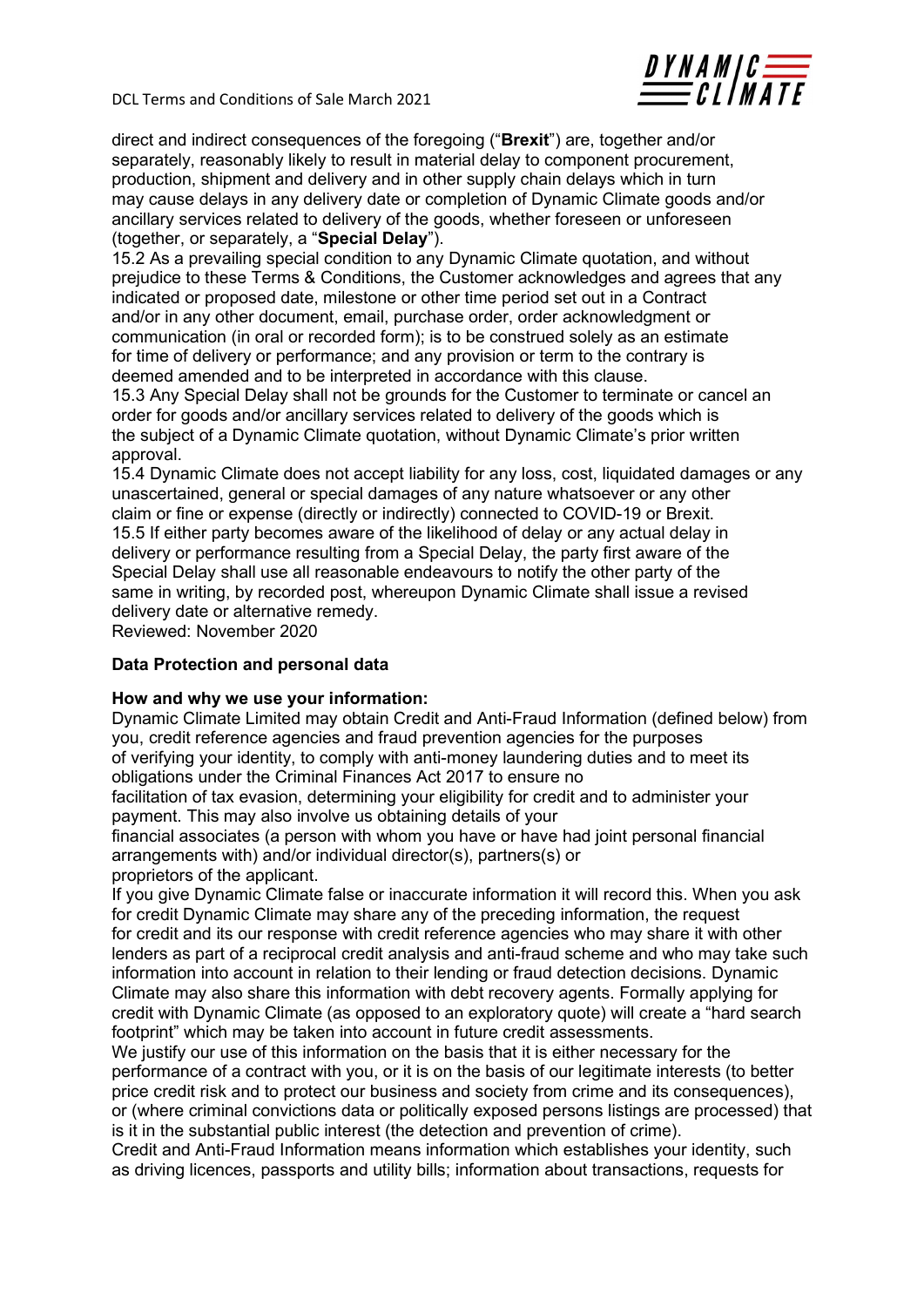direct and indirect consequences of the foregoing ("**Brexit**") are, together and/or separately, reasonably likely to result in material delay to component procurement, production, shipment and delivery and in other supply chain delays which in turn may cause delays in any delivery date or completion of Dynamic Climate goods and/or ancillary services related to delivery of the goods, whether foreseen or unforeseen (together, or separately, a "**Special Delay**").

15.2 As a prevailing special condition to any Dynamic Climate quotation, and without prejudice to these Terms & Conditions, the Customer acknowledges and agrees that any indicated or proposed date, milestone or other time period set out in a Contract and/or in any other document, email, purchase order, order acknowledgment or communication (in oral or recorded form); is to be construed solely as an estimate for time of delivery or performance; and any provision or term to the contrary is deemed amended and to be interpreted in accordance with this clause.

15.3 Any Special Delay shall not be grounds for the Customer to terminate or cancel an order for goods and/or ancillary services related to delivery of the goods which is the subject of a Dynamic Climate quotation, without Dynamic Climate's prior written approval.

15.4 Dynamic Climate does not accept liability for any loss, cost, liquidated damages or any unascertained, general or special damages of any nature whatsoever or any other claim or fine or expense (directly or indirectly) connected to COVID-19 or Brexit.

15.5 If either party becomes aware of the likelihood of delay or any actual delay in delivery or performance resulting from a Special Delay, the party first aware of the Special Delay shall use all reasonable endeavours to notify the other party of the same in writing, by recorded post, whereupon Dynamic Climate shall issue a revised delivery date or alternative remedy.

Reviewed: November 2020

**Data Protection and personal data**

**How and why we use your information:**

Dynamic Climate Limited may obtain Credit and Anti-Fraud Information (defined below) from you, credit reference agencies and fraud prevention agencies for the purposes of verifying your identity, to comply with anti-money laundering duties and to meet its obligations under the Criminal Finances Act 2017 to ensure no facilitation of tax evasion, determining your eligibility for credit and to administer your payment. This may also involve us obtaining details of your financial associates (a person with whom you have or have had joint personal financial arrangements with) and/or individual director(s), partners(s) or proprietors of the applicant.

If you give Dynamic Climate false or inaccurate information it will record this. When you ask for credit Dynamic Climate may share any of the preceding information, the request for credit and its our response with credit reference agencies who may share it with other lenders as part of a reciprocal credit analysis and anti-fraud scheme and who may take such information into account in relation to their lending or fraud detection decisions. Dynamic Climate may also share this information with debt recovery agents. Formally applying for credit with Dynamic Climate (as opposed to an exploratory quote) will create a "hard search footprint" which may be taken into account in future credit assessments.

We justify our use of this information on the basis that it is either necessary for the performance of a contract with you, or it is on the basis of our legitimate interests (to better price credit risk and to protect our business and society from crime and its consequences), or (where criminal convictions data or politically exposed persons listings are processed) that is it in the substantial public interest (the detection and prevention of crime).

Credit and Anti-Fraud Information means information which establishes your identity, such as driving licences, passports and utility bills; information about transactions, requests for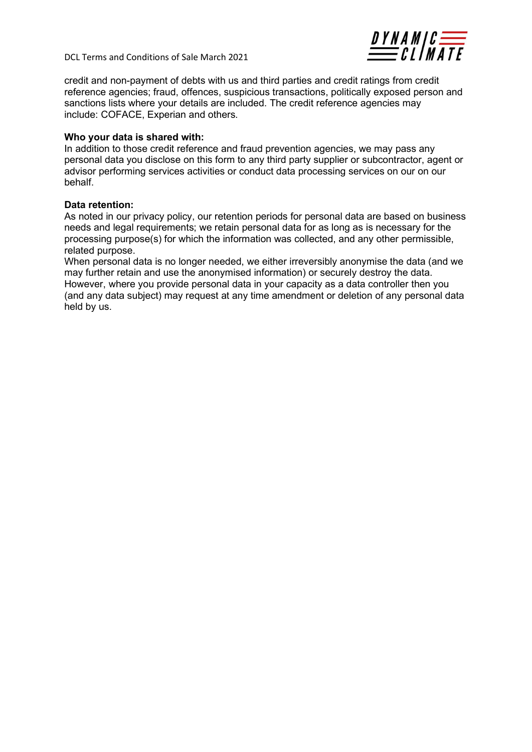credit and non-payment of debts with us and third parties and credit ratings from credit reference agencies; fraud, offences, suspicious transactions, politically exposed person and sanctions lists where your details are included. The credit reference agencies may include: COFACE, Experian and others.

**Who your data is shared with:**
In addition to those credit reference and fraud prevention agencies, we may pass any personal data you disclose on this form to any third party supplier or subcontractor, agent or advisor performing services activities or conduct data processing services on our on our behalf.

**Data retention:**
As noted in our privacy policy, our retention periods for personal data are based on business needs and legal requirements; we retain personal data for as long as is necessary for the processing purpose(s) for which the information was collected, and any other permissible, related purpose.
When personal data is no longer needed, we either irreversibly anonymise the data (and we may further retain and use the anonymised information) or securely destroy the data.
However, where you provide personal data in your capacity as a data controller then you (and any data subject) may request at any time amendment or deletion of any personal data held by us.